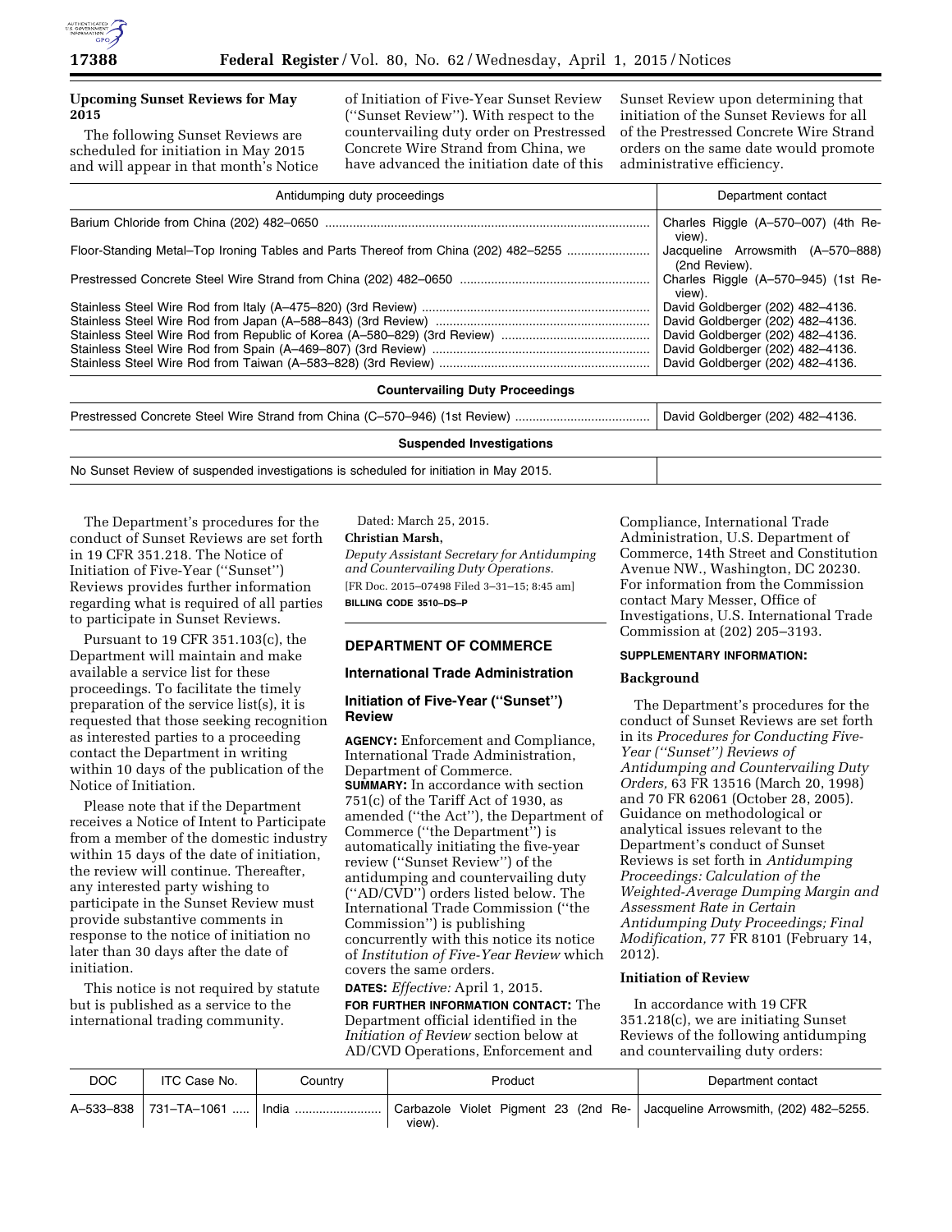**Upcoming Sunset Reviews for May 2015**

The following Sunset Reviews are scheduled for initiation in May 2015 and will appear in that month's Notice of Initiation of Five-Year Sunset Review (''Sunset Review''). With respect to the countervailing duty order on Prestressed Concrete Wire Strand from China, we have advanced the initiation date of this Sunset Review upon determining that initiation of the Sunset Reviews for all of the Prestressed Concrete Wire Strand orders on the same date would promote administrative efficiency.

| Antidumping duty proceedings | Department contact |
|---|---|
| Barium Chloride from China (202) 482–0650 | Charles Riggle (A–570–007) (4th Review). |
| Floor-Standing Metal–Top Ironing Tables and Parts Thereof from China (202) 482–5255 | Jacqueline Arrowsmith (A–570–888) (2nd Review). |
| Prestressed Concrete Steel Wire Strand from China (202) 482–0650 | Charles Riggle (A–570–945) (1st Review). |
| Stainless Steel Wire Rod from Italy (A–475–820) (3rd Review) | David Goldberger (202) 482–4136. |
| Stainless Steel Wire Rod from Japan (A–588–843) (3rd Review) | David Goldberger (202) 482–4136. |
| Stainless Steel Wire Rod from Republic of Korea (A–580–829) (3rd Review) | David Goldberger (202) 482–4136. |
| Stainless Steel Wire Rod from Spain (A–469–807) (3rd Review) | David Goldberger (202) 482–4136. |
| Stainless Steel Wire Rod from Taiwan (A–583–828) (3rd Review) | David Goldberger (202) 482–4136. |
| **Countervailing Duty Proceedings** | |
| Prestressed Concrete Steel Wire Strand from China (C–570–946) (1st Review) | David Goldberger (202) 482–4136. |
| **Suspended Investigations** | |
| No Sunset Review of suspended investigations is scheduled for initiation in May 2015. | |

The Department's procedures for the conduct of Sunset Reviews are set forth in 19 CFR 351.218. The Notice of Initiation of Five-Year (''Sunset'') Reviews provides further information regarding what is required of all parties to participate in Sunset Reviews.

Pursuant to 19 CFR 351.103(c), the Department will maintain and make available a service list for these proceedings. To facilitate the timely preparation of the service list(s), it is requested that those seeking recognition as interested parties to a proceeding contact the Department in writing within 10 days of the publication of the Notice of Initiation.

Please note that if the Department receives a Notice of Intent to Participate from a member of the domestic industry within 15 days of the date of initiation, the review will continue. Thereafter, any interested party wishing to participate in the Sunset Review must provide substantive comments in response to the notice of initiation no later than 30 days after the date of initiation.

This notice is not required by statute but is published as a service to the international trading community.

Dated: March 25, 2015.

**Christian Marsh,**

*Deputy Assistant Secretary for Antidumping and Countervailing Duty Operations.*

[FR Doc. 2015–07498 Filed 3–31–15; 8:45 am]

**BILLING CODE 3510–DS–P**

## DEPARTMENT OF COMMERCE

### International Trade Administration

### Initiation of Five-Year (''Sunset'') Review

**AGENCY:** Enforcement and Compliance, International Trade Administration, Department of Commerce.

**SUMMARY:** In accordance with section 751(c) of the Tariff Act of 1930, as amended (''the Act''), the Department of Commerce (''the Department'') is automatically initiating the five-year review (''Sunset Review'') of the antidumping and countervailing duty (''AD/CVD'') orders listed below. The International Trade Commission (''the Commission'') is publishing concurrently with this notice its notice of *Institution of Five-Year Review* which covers the same orders.

**DATES:** *Effective:* April 1, 2015.

**FOR FURTHER INFORMATION CONTACT:** The Department official identified in the *Initiation of Review* section below at AD/CVD Operations, Enforcement and Compliance, International Trade Administration, U.S. Department of Commerce, 14th Street and Constitution Avenue NW., Washington, DC 20230. For information from the Commission contact Mary Messer, Office of Investigations, U.S. International Trade Commission at (202) 205–3193.

**SUPPLEMENTARY INFORMATION:**

**Background**

The Department's procedures for the conduct of Sunset Reviews are set forth in its *Procedures for Conducting Five-Year (''Sunset'') Reviews of Antidumping and Countervailing Duty Orders,* 63 FR 13516 (March 20, 1998) and 70 FR 62061 (October 28, 2005). Guidance on methodological or analytical issues relevant to the Department's conduct of Sunset Reviews is set forth in *Antidumping Proceedings: Calculation of the Weighted-Average Dumping Margin and Assessment Rate in Certain Antidumping Duty Proceedings; Final Modification,* 77 FR 8101 (February 14, 2012).

**Initiation of Review**

In accordance with 19 CFR 351.218(c), we are initiating Sunset Reviews of the following antidumping and countervailing duty orders:

| DOC | ITC Case No. | Country | Product | Department contact |
|---|---|---|---|---|
| A–533–838 | 731–TA–1061 | India | Carbazole Violet Pigment 23 (2nd Review). | Jacqueline Arrowsmith, (202) 482–5255. |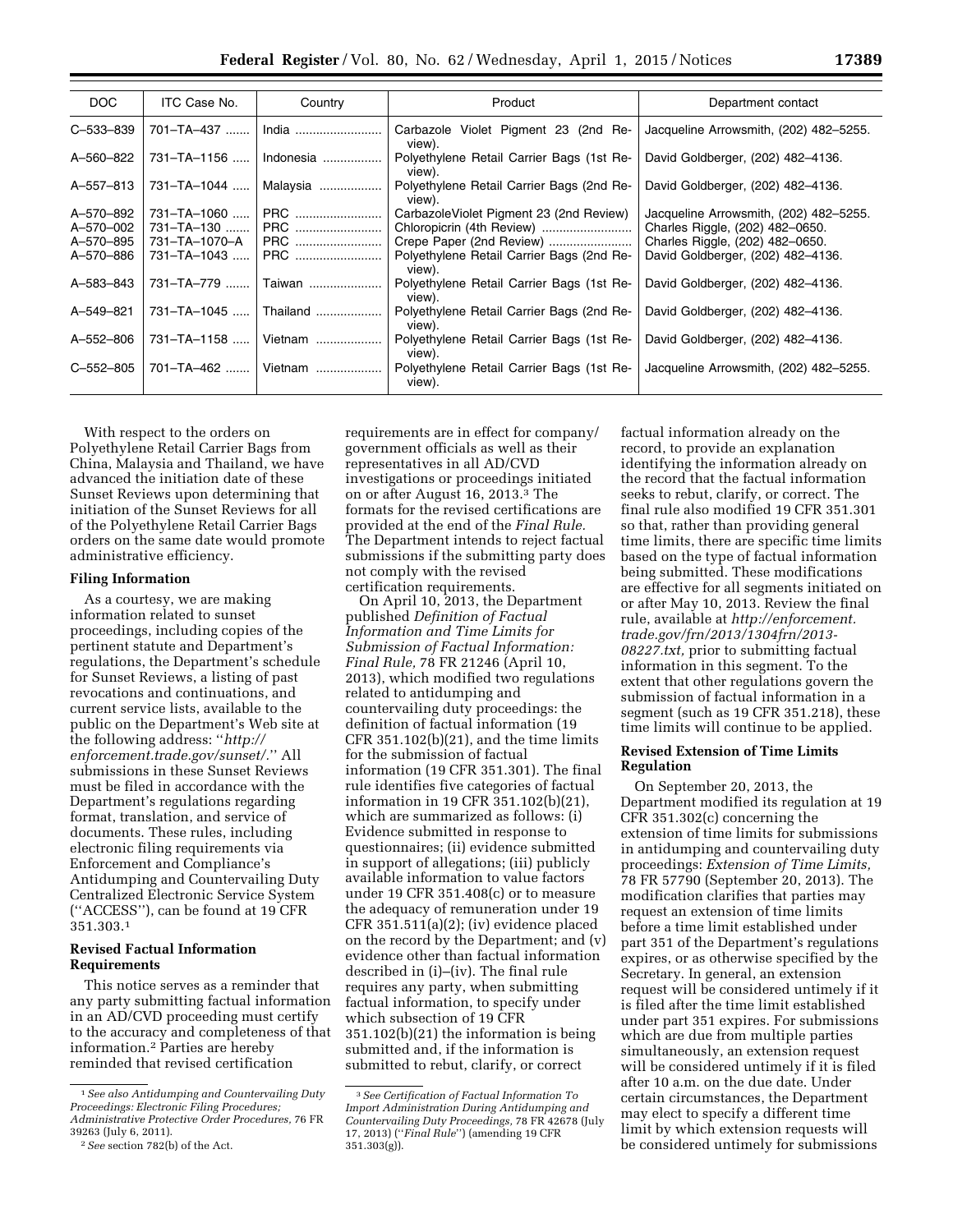| DOC | ITC Case No. | Country | Product | Department contact |
|---|---|---|---|---|
| C–533–839 | 701–TA–437 | India | Carbazole Violet Pigment 23 (2nd Review). | Jacqueline Arrowsmith, (202) 482–5255. |
| A–560–822 | 731–TA–1156 | Indonesia | Polyethylene Retail Carrier Bags (1st Review). | David Goldberger, (202) 482–4136. |
| A–557–813 | 731–TA–1044 | Malaysia | Polyethylene Retail Carrier Bags (2nd Review). | David Goldberger, (202) 482–4136. |
| A–570–892 | 731–TA–1060 | PRC | CarbazoleViolet Pigment 23 (2nd Review) | Jacqueline Arrowsmith, (202) 482–5255. |
| A–570–002 | 731–TA–130 | PRC | Chloropicrin (4th Review) | Charles Riggle, (202) 482–0650. |
| A–570–895 | 731–TA–1070–A | PRC | Crepe Paper (2nd Review) | Charles Riggle, (202) 482–0650. |
| A–570–886 | 731–TA–1043 | PRC | Polyethylene Retail Carrier Bags (2nd Review). | David Goldberger, (202) 482–4136. |
| A–583–843 | 731–TA–779 | Taiwan | Polyethylene Retail Carrier Bags (1st Review). | David Goldberger, (202) 482–4136. |
| A–549–821 | 731–TA–1045 | Thailand | Polyethylene Retail Carrier Bags (2nd Review). | David Goldberger, (202) 482–4136. |
| A–552–806 | 731–TA–1158 | Vietnam | Polyethylene Retail Carrier Bags (1st Review). | David Goldberger, (202) 482–4136. |
| C–552–805 | 701–TA–462 | Vietnam | Polyethylene Retail Carrier Bags (1st Review). | Jacqueline Arrowsmith, (202) 482–5255. |

With respect to the orders on Polyethylene Retail Carrier Bags from China, Malaysia and Thailand, we have advanced the initiation date of these Sunset Reviews upon determining that initiation of the Sunset Reviews for all of the Polyethylene Retail Carrier Bags orders on the same date would promote administrative efficiency.

**Filing Information**

As a courtesy, we are making information related to sunset proceedings, including copies of the pertinent statute and Department's regulations, the Department's schedule for Sunset Reviews, a listing of past revocations and continuations, and current service lists, available to the public on the Department's Web site at the following address: "*http://enforcement.trade.gov/sunset/*." All submissions in these Sunset Reviews must be filed in accordance with the Department's regulations regarding format, translation, and service of documents. These rules, including electronic filing requirements via Enforcement and Compliance's Antidumping and Countervailing Duty Centralized Electronic Service System ("ACCESS"), can be found at 19 CFR 351.303.[1]

**Revised Factual Information Requirements**

This notice serves as a reminder that any party submitting factual information in an AD/CVD proceeding must certify to the accuracy and completeness of that information.[2] Parties are hereby reminded that revised certification requirements are in effect for company/government officials as well as their representatives in all AD/CVD investigations or proceedings initiated on or after August 16, 2013.[3] The formats for the revised certifications are provided at the end of the *Final Rule.* The Department intends to reject factual submissions if the submitting party does not comply with the revised certification requirements.

On April 10, 2013, the Department published *Definition of Factual Information and Time Limits for Submission of Factual Information: Final Rule,* 78 FR 21246 (April 10, 2013), which modified two regulations related to antidumping and countervailing duty proceedings: the definition of factual information (19 CFR 351.102(b)(21), and the time limits for the submission of factual information (19 CFR 351.301). The final rule identifies five categories of factual information in 19 CFR 351.102(b)(21), which are summarized as follows: (i) Evidence submitted in response to questionnaires; (ii) evidence submitted in support of allegations; (iii) publicly available information to value factors under 19 CFR 351.408(c) or to measure the adequacy of remuneration under 19 CFR 351.511(a)(2); (iv) evidence placed on the record by the Department; and (v) evidence other than factual information described in (i)–(iv). The final rule requires any party, when submitting factual information, to specify under which subsection of 19 CFR 351.102(b)(21) the information is being submitted and, if the information is submitted to rebut, clarify, or correct factual information already on the record, to provide an explanation identifying the information already on the record that the factual information seeks to rebut, clarify, or correct. The final rule also modified 19 CFR 351.301 so that, rather than providing general time limits, there are specific time limits based on the type of factual information being submitted. These modifications are effective for all segments initiated on or after May 10, 2013. Review the final rule, available at *http://enforcement.trade.gov/frn/2013/1304frn/2013-08227.txt,* prior to submitting factual information in this segment. To the extent that other regulations govern the submission of factual information in a segment (such as 19 CFR 351.218), these time limits will continue to be applied.

**Revised Extension of Time Limits Regulation**

On September 20, 2013, the Department modified its regulation at 19 CFR 351.302(c) concerning the extension of time limits for submissions in antidumping and countervailing duty proceedings: *Extension of Time Limits,* 78 FR 57790 (September 20, 2013). The modification clarifies that parties may request an extension of time limits before a time limit established under part 351 of the Department's regulations expires, or as otherwise specified by the Secretary. In general, an extension request will be considered untimely if it is filed after the time limit established under part 351 expires. For submissions which are due from multiple parties simultaneously, an extension request will be considered untimely if it is filed after 10 a.m. on the due date. Under certain circumstances, the Department may elect to specify a different time limit by which extension requests will be considered untimely for submissions

[1] *See also Antidumping and Countervailing Duty Proceedings: Electronic Filing Procedures; Administrative Protective Order Procedures,* 76 FR 39263 (July 6, 2011).

[2] *See* section 782(b) of the Act.

[3] *See Certification of Factual Information To Import Administration During Antidumping and Countervailing Duty Proceedings,* 78 FR 42678 (July 17, 2013) ("*Final Rule*") (amending 19 CFR 351.303(g)).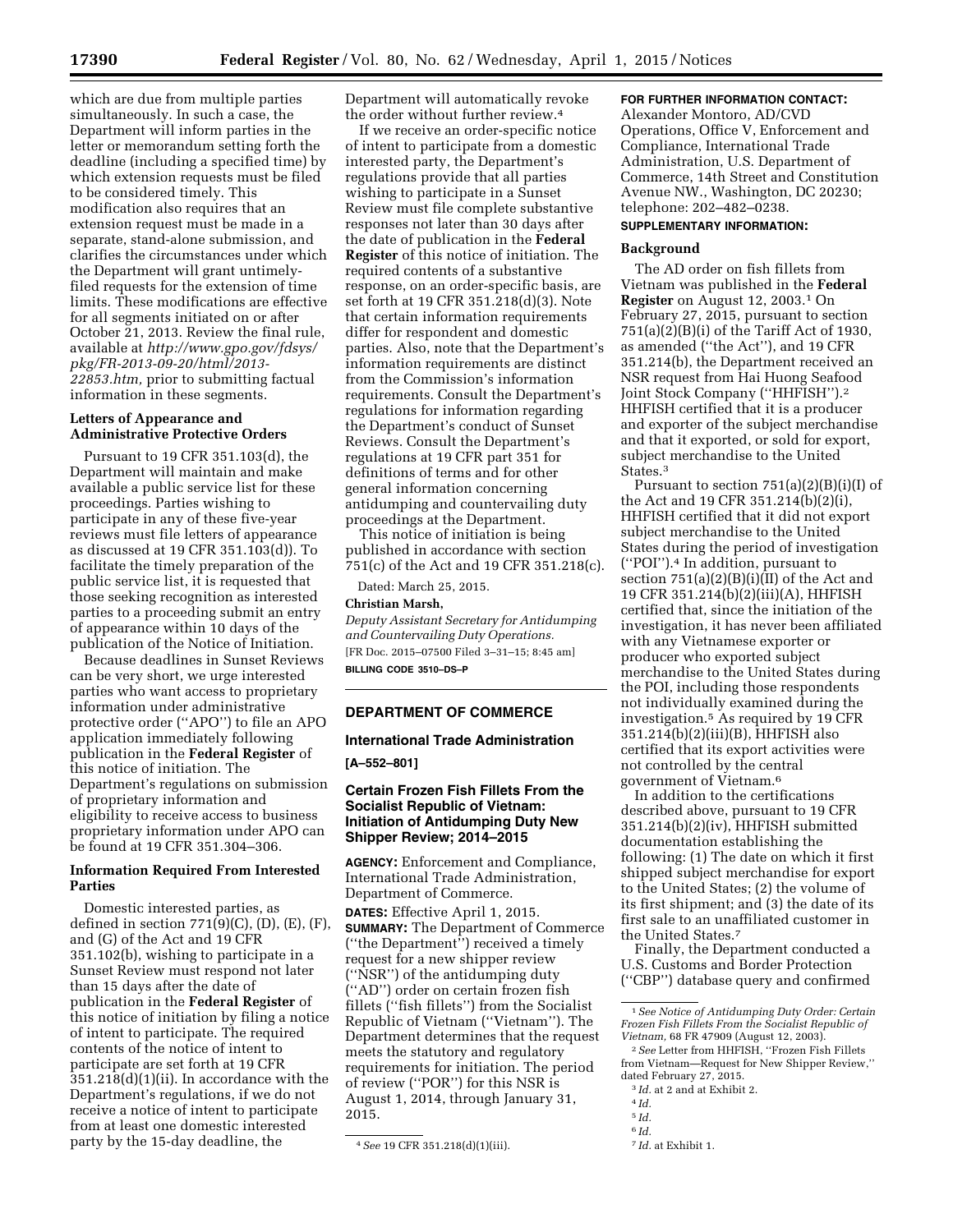which are due from multiple parties simultaneously. In such a case, the Department will inform parties in the letter or memorandum setting forth the deadline (including a specified time) by which extension requests must be filed to be considered timely. This modification also requires that an extension request must be made in a separate, stand-alone submission, and clarifies the circumstances under which the Department will grant untimely-filed requests for the extension of time limits. These modifications are effective for all segments initiated on or after October 21, 2013. Review the final rule, available at *http://www.gpo.gov/fdsys/pkg/FR-2013-09-20/html/2013-22853.htm,* prior to submitting factual information in these segments.

### Letters of Appearance and Administrative Protective Orders

Pursuant to 19 CFR 351.103(d), the Department will maintain and make available a public service list for these proceedings. Parties wishing to participate in any of these five-year reviews must file letters of appearance as discussed at 19 CFR 351.103(d)). To facilitate the timely preparation of the public service list, it is requested that those seeking recognition as interested parties to a proceeding submit an entry of appearance within 10 days of the publication of the Notice of Initiation.

Because deadlines in Sunset Reviews can be very short, we urge interested parties who want access to proprietary information under administrative protective order (''APO'') to file an APO application immediately following publication in the **Federal Register** of this notice of initiation. The Department's regulations on submission of proprietary information and eligibility to receive access to business proprietary information under APO can be found at 19 CFR 351.304–306.

### Information Required From Interested Parties

Domestic interested parties, as defined in section 771(9)(C), (D), (E), (F), and (G) of the Act and 19 CFR 351.102(b), wishing to participate in a Sunset Review must respond not later than 15 days after the date of publication in the **Federal Register** of this notice of initiation by filing a notice of intent to participate. The required contents of the notice of intent to participate are set forth at 19 CFR 351.218(d)(1)(ii). In accordance with the Department's regulations, if we do not receive a notice of intent to participate from at least one domestic interested party by the 15-day deadline, the Department will automatically revoke the order without further review.[4]

If we receive an order-specific notice of intent to participate from a domestic interested party, the Department's regulations provide that all parties wishing to participate in a Sunset Review must file complete substantive responses not later than 30 days after the date of publication in the **Federal Register** of this notice of initiation. The required contents of a substantive response, on an order-specific basis, are set forth at 19 CFR 351.218(d)(3). Note that certain information requirements differ for respondent and domestic parties. Also, note that the Department's information requirements are distinct from the Commission's information requirements. Consult the Department's regulations for information regarding the Department's conduct of Sunset Reviews. Consult the Department's regulations at 19 CFR part 351 for definitions of terms and for other general information concerning antidumping and countervailing duty proceedings at the Department.

This notice of initiation is being published in accordance with section 751(c) of the Act and 19 CFR 351.218(c).

Dated: March 25, 2015.

**Christian Marsh,**

*Deputy Assistant Secretary for Antidumping and Countervailing Duty Operations.*

[FR Doc. 2015–07500 Filed 3–31–15; 8:45 am]

**BILLING CODE 3510–DS–P**

[4] *See* 19 CFR 351.218(d)(1)(iii).

## DEPARTMENT OF COMMERCE

### International Trade Administration

**[A–552–801]**

### Certain Frozen Fish Fillets From the Socialist Republic of Vietnam: Initiation of Antidumping Duty New Shipper Review; 2014–2015

**AGENCY:** Enforcement and Compliance, International Trade Administration, Department of Commerce.

**DATES:** Effective April 1, 2015.

**SUMMARY:** The Department of Commerce (''the Department'') received a timely request for a new shipper review (''NSR'') of the antidumping duty (''AD'') order on certain frozen fish fillets (''fish fillets'') from the Socialist Republic of Vietnam (''Vietnam''). The Department determines that the request meets the statutory and regulatory requirements for initiation. The period of review (''POR'') for this NSR is August 1, 2014, through January 31, 2015.

**FOR FURTHER INFORMATION CONTACT:** Alexander Montoro, AD/CVD Operations, Office V, Enforcement and Compliance, International Trade Administration, U.S. Department of Commerce, 14th Street and Constitution Avenue NW., Washington, DC 20230; telephone: 202–482–0238.

**SUPPLEMENTARY INFORMATION:**

### Background

The AD order on fish fillets from Vietnam was published in the **Federal Register** on August 12, 2003.[1] On February 27, 2015, pursuant to section 751(a)(2)(B)(i) of the Tariff Act of 1930, as amended (''the Act''), and 19 CFR 351.214(b), the Department received an NSR request from Hai Huong Seafood Joint Stock Company (''HHFISH'').[2] HHFISH certified that it is a producer and exporter of the subject merchandise and that it exported, or sold for export, subject merchandise to the United States.[3]

Pursuant to section 751(a)(2)(B)(i)(I) of the Act and 19 CFR 351.214(b)(2)(i), HHFISH certified that it did not export subject merchandise to the United States during the period of investigation (''POI'').[4] In addition, pursuant to section 751(a)(2)(B)(i)(II) of the Act and 19 CFR 351.214(b)(2)(iii)(A), HHFISH certified that, since the initiation of the investigation, it has never been affiliated with any Vietnamese exporter or producer who exported subject merchandise to the United States during the POI, including those respondents not individually examined during the investigation.[5] As required by 19 CFR 351.214(b)(2)(iii)(B), HHFISH also certified that its export activities were not controlled by the central government of Vietnam.[6]

In addition to the certifications described above, pursuant to 19 CFR 351.214(b)(2)(iv), HHFISH submitted documentation establishing the following: (1) The date on which it first shipped subject merchandise for export to the United States; (2) the volume of its first shipment; and (3) the date of its first sale to an unaffiliated customer in the United States.[7]

Finally, the Department conducted a U.S. Customs and Border Protection (''CBP'') database query and confirmed

[1] *See Notice of Antidumping Duty Order: Certain Frozen Fish Fillets From the Socialist Republic of Vietnam,* 68 FR 47909 (August 12, 2003).

[2] *See* Letter from HHFISH, ''Frozen Fish Fillets from Vietnam—Request for New Shipper Review,'' dated February 27, 2015.

[3] *Id.* at 2 and at Exhibit 2.

[4] *Id.*

[5] *Id.*

[6] *Id.*

[7] *Id.* at Exhibit 1.